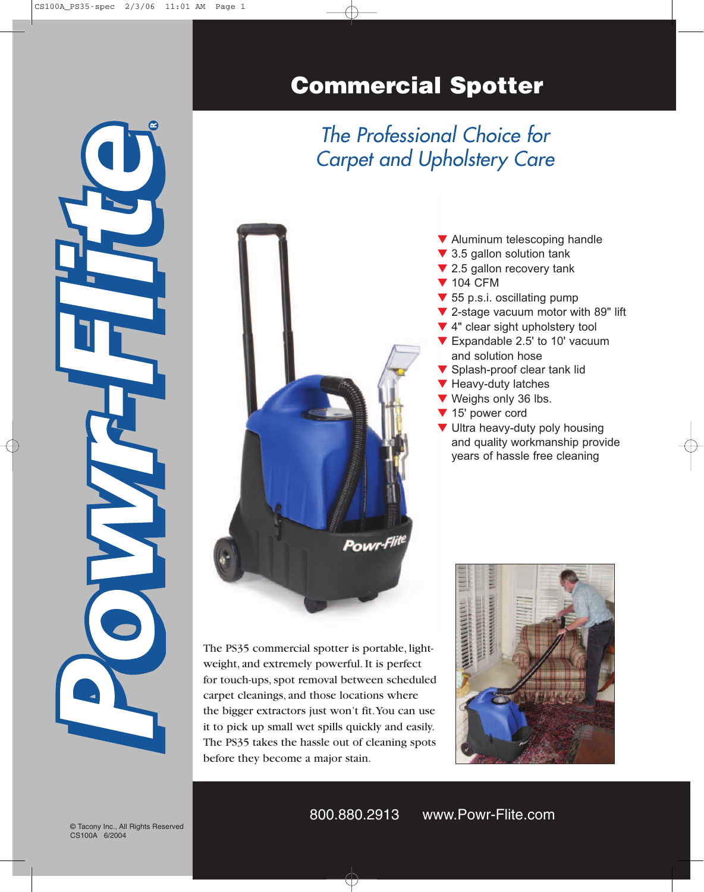Powr-Flite®

# Commercial Spotter

*The Professional Choice for Carpet and Upholstery Care*

- Aluminum telescoping handle
- 3.5 gallon solution tank
- 2.5 gallon recovery tank
- 104 CFM
- 55 p.s.i. oscillating pump
- 2-stage vacuum motor with 89" lift
- 4" clear sight upholstery tool
- Expandable 2.5' to 10' vacuum and solution hose
- Splash-proof clear tank lid
- Heavy-duty latches
- Weighs only 36 lbs.
- 15' power cord
- Ultra heavy-duty poly housing and quality workmanship provide years of hassle free cleaning

The PS35 commercial spotter is portable, light-weight, and extremely powerful. It is perfect for touch-ups, spot removal between scheduled carpet cleanings, and those locations where the bigger extractors just won't fit. You can use it to pick up small wet spills quickly and easily. The PS35 takes the hassle out of cleaning spots before they become a major stain.

800.880.2913 www.Powr-Flite.com

© Tacony Inc., All Rights Reserved
CS100A 6/2004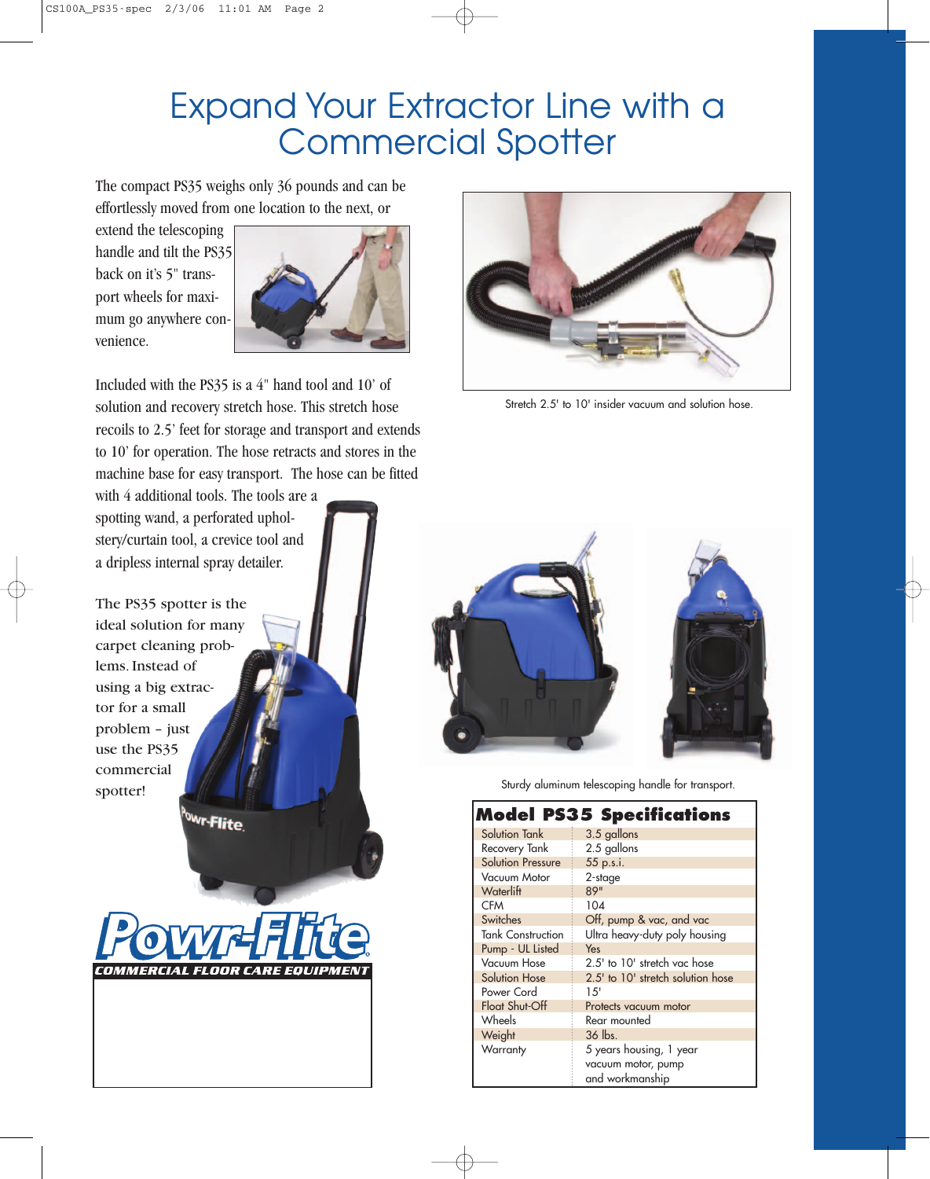# Expand Your Extractor Line with a Commercial Spotter

The compact PS35 weighs only 36 pounds and can be effortlessly moved from one location to the next, or extend the telescoping handle and tilt the PS35 back on it's 5" transport wheels for maximum go anywhere convenience.

Included with the PS35 is a 4" hand tool and 10' of solution and recovery stretch hose. This stretch hose recoils to 2.5' feet for storage and transport and extends to 10' for operation. The hose retracts and stores in the machine base for easy transport. The hose can be fitted with 4 additional tools. The tools are a spotting wand, a perforated upholstery/curtain tool, a crevice tool and a dripless internal spray detailer.

The PS35 spotter is the ideal solution for many carpet cleaning problems. Instead of using a big extractor for a small problem – just use the PS35 commercial spotter!

Stretch 2.5' to 10' insider vacuum and solution hose.

Sturdy aluminum telescoping handle for transport.

Powr-Flite

COMMERCIAL FLOOR CARE EQUIPMENT

## Model PS35 Specifications

| | |
|---|---|
| Solution Tank | 3.5 gallons |
| Recovery Tank | 2.5 gallons |
| Solution Pressure | 55 p.s.i. |
| Vacuum Motor | 2-stage |
| Waterlift | 89" |
| CFM | 104 |
| Switches | Off, pump & vac, and vac |
| Tank Construction | Ultra heavy-duty poly housing |
| Pump - UL Listed | Yes |
| Vacuum Hose | 2.5' to 10' stretch vac hose |
| Solution Hose | 2.5' to 10' stretch solution hose |
| Power Cord | 15' |
| Float Shut-Off | Protects vacuum motor |
| Wheels | Rear mounted |
| Weight | 36 lbs. |
| Warranty | 5 years housing, 1 year vacuum motor, pump and workmanship |